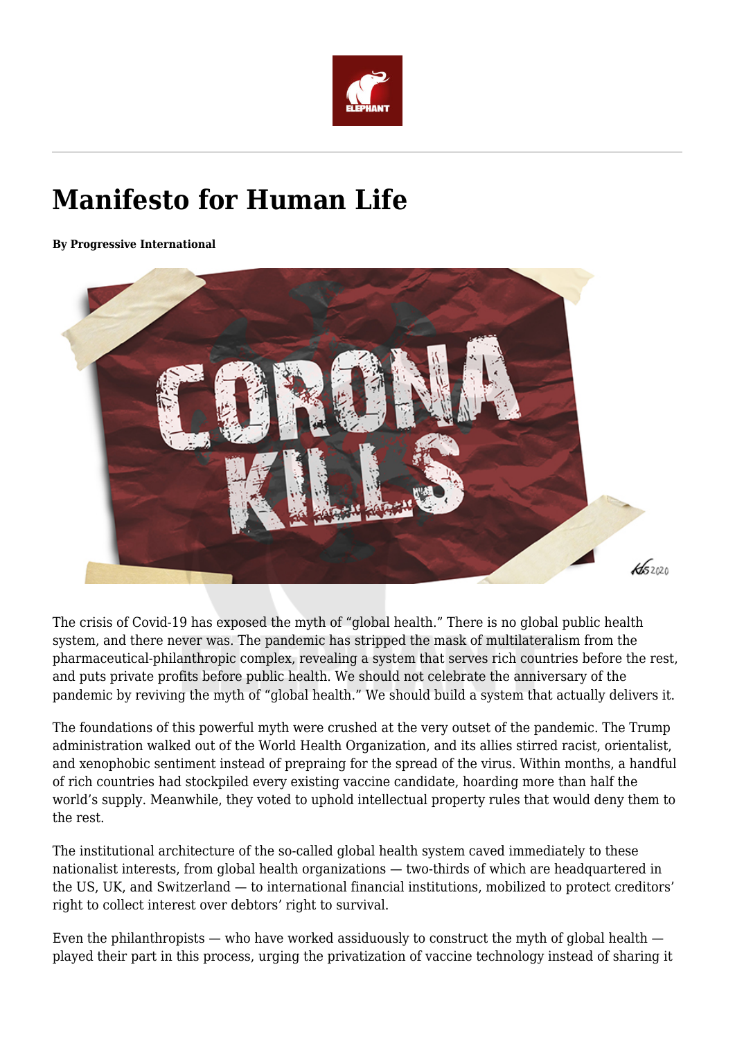# Manifesto for Human Life

**By Progressive International**

The crisis of Covid-19 has exposed the myth of "global health." There is no global public health system, and there never was. The pandemic has stripped the mask of multilateralism from the pharmaceutical-philanthropic complex, revealing a system that serves rich countries before the rest, and puts private profits before public health. We should not celebrate the anniversary of the pandemic by reviving the myth of "global health." We should build a system that actually delivers it.

The foundations of this powerful myth were crushed at the very outset of the pandemic. The Trump administration walked out of the World Health Organization, and its allies stirred racist, orientalist, and xenophobic sentiment instead of prepraing for the spread of the virus. Within months, a handful of rich countries had stockpiled every existing vaccine candidate, hoarding more than half the world's supply. Meanwhile, they voted to uphold intellectual property rules that would deny them to the rest.

The institutional architecture of the so-called global health system caved immediately to these nationalist interests, from global health organizations — two-thirds of which are headquartered in the US, UK, and Switzerland — to international financial institutions, mobilized to protect creditors' right to collect interest over debtors' right to survival.

Even the philanthropists — who have worked assiduously to construct the myth of global health — played their part in this process, urging the privatization of vaccine technology instead of sharing it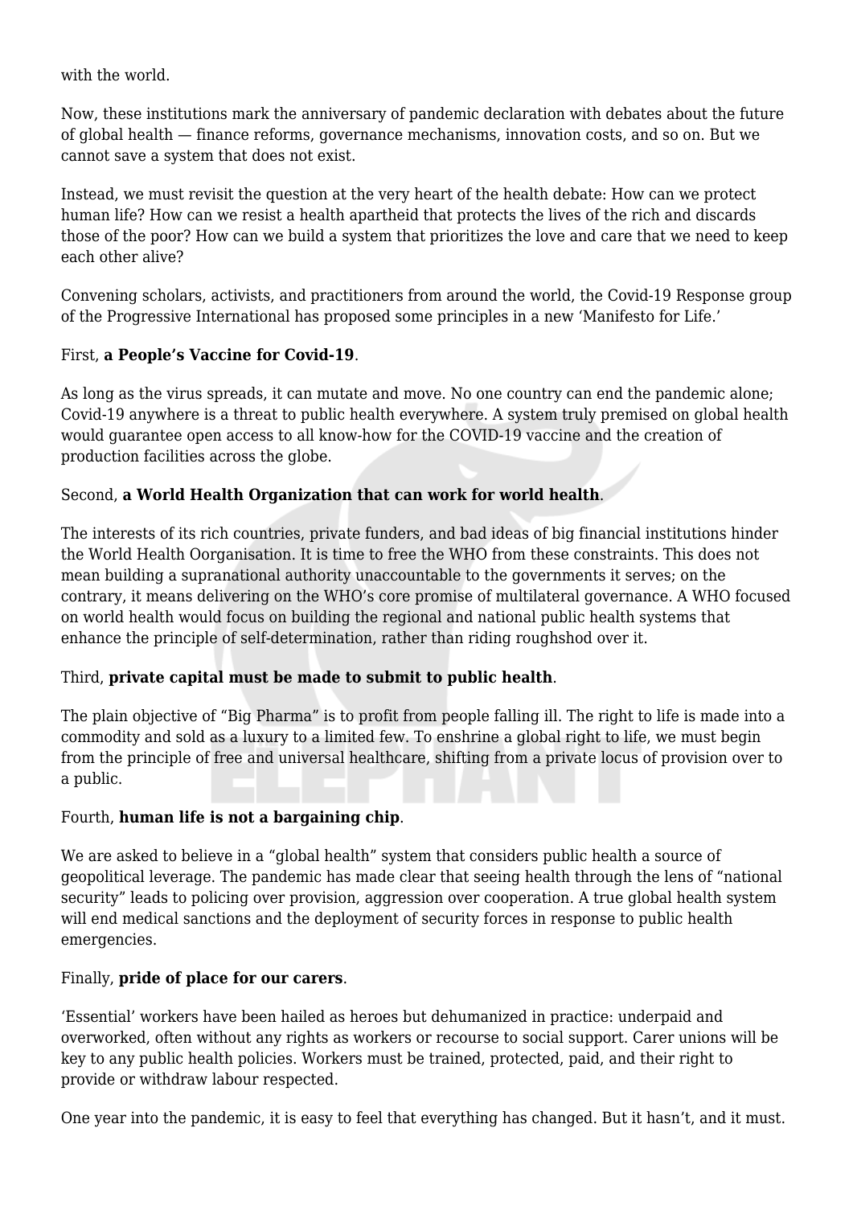with the world.

Now, these institutions mark the anniversary of pandemic declaration with debates about the future of global health — finance reforms, governance mechanisms, innovation costs, and so on. But we cannot save a system that does not exist.

Instead, we must revisit the question at the very heart of the health debate: How can we protect human life? How can we resist a health apartheid that protects the lives of the rich and discards those of the poor? How can we build a system that prioritizes the love and care that we need to keep each other alive?

Convening scholars, activists, and practitioners from around the world, the Covid-19 Response group of the Progressive International has proposed some principles in a new 'Manifesto for Life.'

First, **a People's Vaccine for Covid-19**.

As long as the virus spreads, it can mutate and move. No one country can end the pandemic alone; Covid-19 anywhere is a threat to public health everywhere. A system truly premised on global health would guarantee open access to all know-how for the COVID-19 vaccine and the creation of production facilities across the globe.

Second, **a World Health Organization that can work for world health**.

The interests of its rich countries, private funders, and bad ideas of big financial institutions hinder the World Health Oorganisation. It is time to free the WHO from these constraints. This does not mean building a supranational authority unaccountable to the governments it serves; on the contrary, it means delivering on the WHO's core promise of multilateral governance. A WHO focused on world health would focus on building the regional and national public health systems that enhance the principle of self-determination, rather than riding roughshod over it.

Third, **private capital must be made to submit to public health**.

The plain objective of "Big Pharma" is to profit from people falling ill. The right to life is made into a commodity and sold as a luxury to a limited few. To enshrine a global right to life, we must begin from the principle of free and universal healthcare, shifting from a private locus of provision over to a public.

Fourth, **human life is not a bargaining chip**.

We are asked to believe in a "global health" system that considers public health a source of geopolitical leverage. The pandemic has made clear that seeing health through the lens of "national security" leads to policing over provision, aggression over cooperation. A true global health system will end medical sanctions and the deployment of security forces in response to public health emergencies.

Finally, **pride of place for our carers**.

'Essential' workers have been hailed as heroes but dehumanized in practice: underpaid and overworked, often without any rights as workers or recourse to social support. Carer unions will be key to any public health policies. Workers must be trained, protected, paid, and their right to provide or withdraw labour respected.

One year into the pandemic, it is easy to feel that everything has changed. But it hasn't, and it must.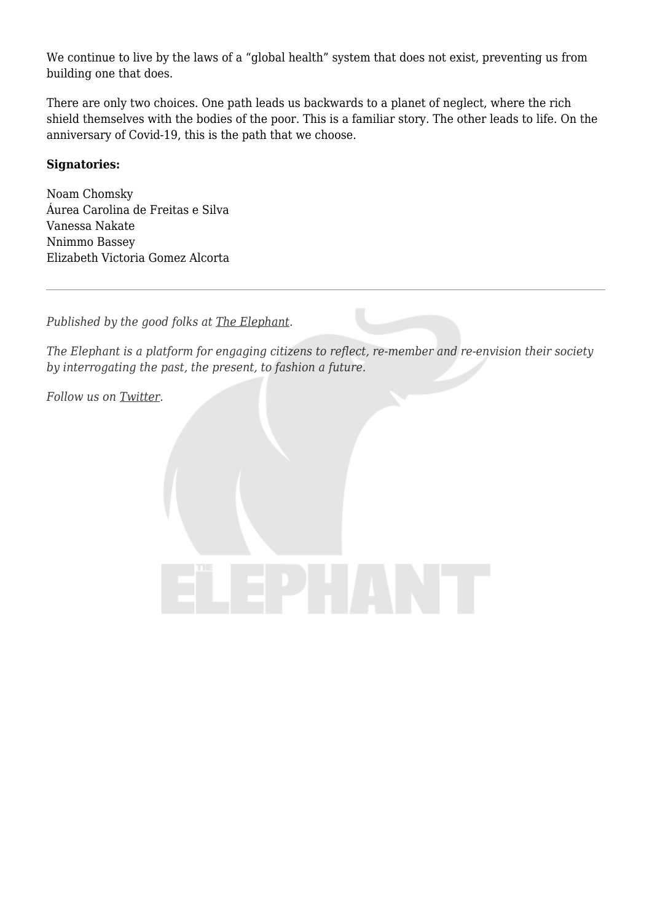We continue to live by the laws of a "global health" system that does not exist, preventing us from building one that does.

There are only two choices. One path leads us backwards to a planet of neglect, where the rich shield themselves with the bodies of the poor. This is a familiar story. The other leads to life. On the anniversary of Covid-19, this is the path that we choose.

**Signatories:**

Noam Chomsky
Áurea Carolina de Freitas e Silva
Vanessa Nakate
Nnimmo Bassey
Elizabeth Victoria Gomez Alcorta

---

*Published by the good folks at The Elephant.*

*The Elephant is a platform for engaging citizens to reflect, re-member and re-envision their society by interrogating the past, the present, to fashion a future.*

*Follow us on Twitter.*